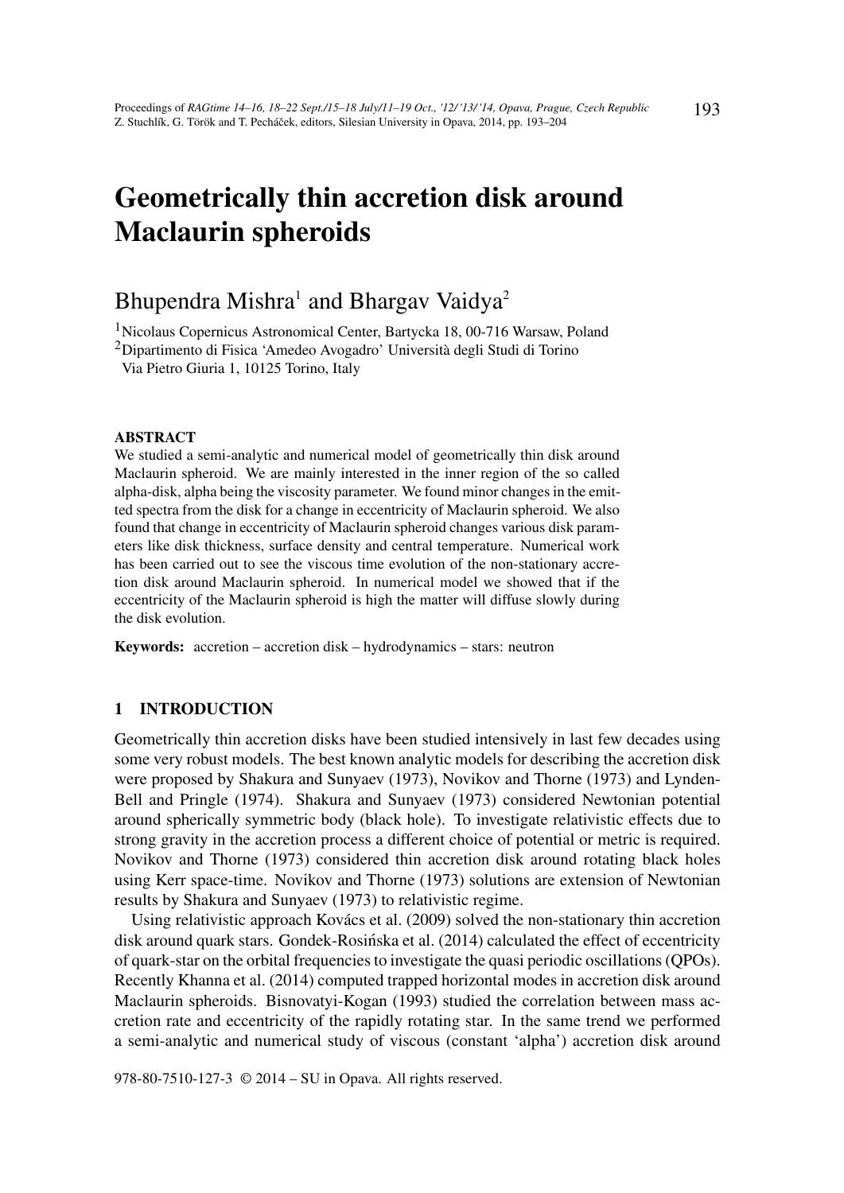# Geometrically thin accretion disk around Maclaurin spheroids

Bhupendra Mishra[1] and Bhargav Vaidya[2]

[1]Nicolaus Copernicus Astronomical Center, Bartycka 18, 00-716 Warsaw, Poland
[2]Dipartimento di Fisica 'Amedeo Avogadro' Università degli Studi di Torino
Via Pietro Giuria 1, 10125 Torino, Italy

## ABSTRACT

We studied a semi-analytic and numerical model of geometrically thin disk around Maclaurin spheroid. We are mainly interested in the inner region of the so called alpha-disk, alpha being the viscosity parameter. We found minor changes in the emitted spectra from the disk for a change in eccentricity of Maclaurin spheroid. We also found that change in eccentricity of Maclaurin spheroid changes various disk parameters like disk thickness, surface density and central temperature. Numerical work has been carried out to see the viscous time evolution of the non-stationary accretion disk around Maclaurin spheroid. In numerical model we showed that if the eccentricity of the Maclaurin spheroid is high the matter will diffuse slowly during the disk evolution.

**Keywords:** accretion – accretion disk – hydrodynamics – stars: neutron

## 1 INTRODUCTION

Geometrically thin accretion disks have been studied intensively in last few decades using some very robust models. The best known analytic models for describing the accretion disk were proposed by Shakura and Sunyaev (1973), Novikov and Thorne (1973) and Lynden-Bell and Pringle (1974). Shakura and Sunyaev (1973) considered Newtonian potential around spherically symmetric body (black hole). To investigate relativistic effects due to strong gravity in the accretion process a different choice of potential or metric is required. Novikov and Thorne (1973) considered thin accretion disk around rotating black holes using Kerr space-time. Novikov and Thorne (1973) solutions are extension of Newtonian results by Shakura and Sunyaev (1973) to relativistic regime.

Using relativistic approach Kovács et al. (2009) solved the non-stationary thin accretion disk around quark stars. Gondek-Rosińska et al. (2014) calculated the effect of eccentricity of quark-star on the orbital frequencies to investigate the quasi periodic oscillations (QPOs). Recently Khanna et al. (2014) computed trapped horizontal modes in accretion disk around Maclaurin spheroids. Bisnovatyi-Kogan (1993) studied the correlation between mass accretion rate and eccentricity of the rapidly rotating star. In the same trend we performed a semi-analytic and numerical study of viscous (constant 'alpha') accretion disk around

978-80-7510-127-3 © 2014 – SU in Opava. All rights reserved.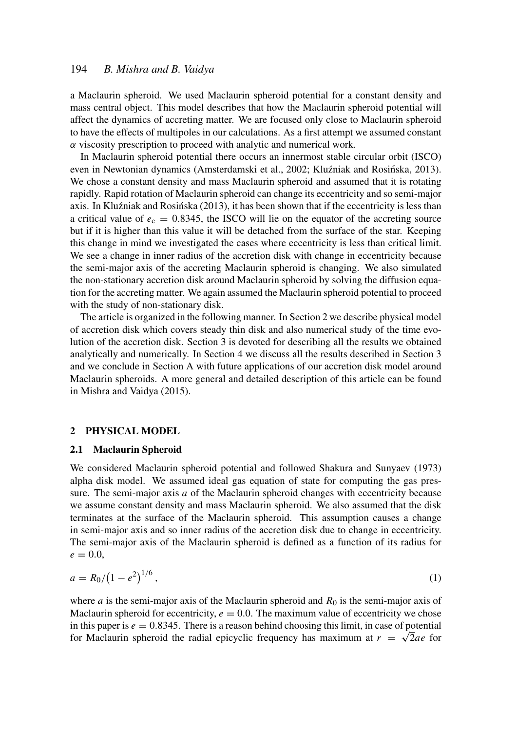a Maclaurin spheroid. We used Maclaurin spheroid potential for a constant density and mass central object. This model describes that how the Maclaurin spheroid potential will affect the dynamics of accreting matter. We are focused only close to Maclaurin spheroid to have the effects of multipoles in our calculations. As a first attempt we assumed constant $\alpha$ viscosity prescription to proceed with analytic and numerical work.

In Maclaurin spheroid potential there occurs an innermost stable circular orbit (ISCO) even in Newtonian dynamics (Amsterdamski et al., 2002; Kluźniak and Rosińska, 2013). We chose a constant density and mass Maclaurin spheroid and assumed that it is rotating rapidly. Rapid rotation of Maclaurin spheroid can change its eccentricity and so semi-major axis. In Kluźniak and Rosińska (2013), it has been shown that if the eccentricity is less than a critical value of $e_c = 0.8345$, the ISCO will lie on the equator of the accreting source but if it is higher than this value it will be detached from the surface of the star. Keeping this change in mind we investigated the cases where eccentricity is less than critical limit. We see a change in inner radius of the accretion disk with change in eccentricity because the semi-major axis of the accreting Maclaurin spheroid is changing. We also simulated the non-stationary accretion disk around Maclaurin spheroid by solving the diffusion equation for the accreting matter. We again assumed the Maclaurin spheroid potential to proceed with the study of non-stationary disk.

The article is organized in the following manner. In Section 2 we describe physical model of accretion disk which covers steady thin disk and also numerical study of the time evolution of the accretion disk. Section 3 is devoted for describing all the results we obtained analytically and numerically. In Section 4 we discuss all the results described in Section 3 and we conclude in Section A with future applications of our accretion disk model around Maclaurin spheroids. A more general and detailed description of this article can be found in Mishra and Vaidya (2015).

## 2 PHYSICAL MODEL

### 2.1 Maclaurin Spheroid

We considered Maclaurin spheroid potential and followed Shakura and Sunyaev (1973) alpha disk model. We assumed ideal gas equation of state for computing the gas pressure. The semi-major axis $a$ of the Maclaurin spheroid changes with eccentricity because we assume constant density and mass Maclaurin spheroid. We also assumed that the disk terminates at the surface of the Maclaurin spheroid. This assumption causes a change in semi-major axis and so inner radius of the accretion disk due to change in eccentricity. The semi-major axis of the Maclaurin spheroid is defined as a function of its radius for $e = 0.0$,

$$a = R_0/\left(1 - e^2\right)^{1/6}, \tag{1}$$

where $a$ is the semi-major axis of the Maclaurin spheroid and $R_0$ is the semi-major axis of Maclaurin spheroid for eccentricity, $e = 0.0$. The maximum value of eccentricity we chose in this paper is $e = 0.8345$. There is a reason behind choosing this limit, in case of potential for Maclaurin spheroid the radial epicyclic frequency has maximum at $r = \sqrt{2}ae$ for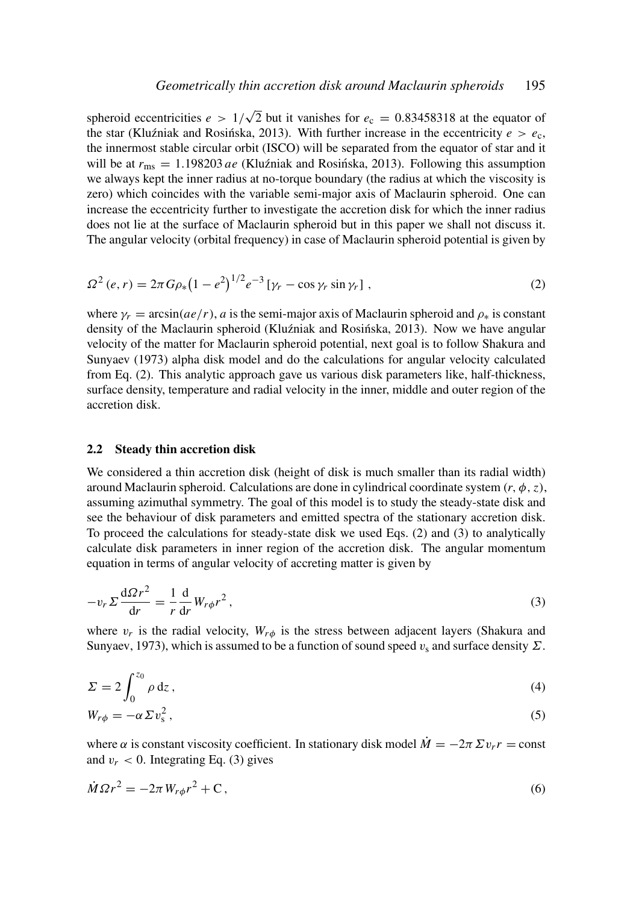spheroid eccentricities $e > 1/\sqrt{2}$ but it vanishes for $e_c = 0.83458318$ at the equator of the star (Kluźniak and Rosińska, 2013). With further increase in the eccentricity $e > e_c$, the innermost stable circular orbit (ISCO) will be separated from the equator of star and it will be at $r_{ms} = 1.198203\, ae$ (Kluźniak and Rosińska, 2013). Following this assumption we always kept the inner radius at no-torque boundary (the radius at which the viscosity is zero) which coincides with the variable semi-major axis of Maclaurin spheroid. One can increase the eccentricity further to investigate the accretion disk for which the inner radius does not lie at the surface of Maclaurin spheroid but in this paper we shall not discuss it. The angular velocity (orbital frequency) in case of Maclaurin spheroid potential is given by

$$\Omega^2\,(e, r) = 2\pi G \rho_* \left(1 - e^2\right)^{1/2} e^{-3} \left[\gamma_r - \cos\gamma_r \sin\gamma_r\right] , \tag{2}$$

where $\gamma_r = \arcsin(ae/r)$, $a$ is the semi-major axis of Maclaurin spheroid and $\rho_*$ is constant density of the Maclaurin spheroid (Kluźniak and Rosińska, 2013). Now we have angular velocity of the matter for Maclaurin spheroid potential, next goal is to follow Shakura and Sunyaev (1973) alpha disk model and do the calculations for angular velocity calculated from Eq. (2). This analytic approach gave us various disk parameters like, half-thickness, surface density, temperature and radial velocity in the inner, middle and outer region of the accretion disk.

### 2.2 Steady thin accretion disk

We considered a thin accretion disk (height of disk is much smaller than its radial width) around Maclaurin spheroid. Calculations are done in cylindrical coordinate system $(r, \phi, z)$, assuming azimuthal symmetry. The goal of this model is to study the steady-state disk and see the behaviour of disk parameters and emitted spectra of the stationary accretion disk. To proceed the calculations for steady-state disk we used Eqs. (2) and (3) to analytically calculate disk parameters in inner region of the accretion disk. The angular momentum equation in terms of angular velocity of accreting matter is given by

$$-v_r \Sigma \frac{\mathrm{d}\Omega r^2}{\mathrm{d}r} = \frac{1}{r} \frac{\mathrm{d}}{\mathrm{d}r} W_{r\phi} r^2 , \tag{3}$$

where $v_r$ is the radial velocity, $W_{r\phi}$ is the stress between adjacent layers (Shakura and Sunyaev, 1973), which is assumed to be a function of sound speed $v_s$ and surface density $\Sigma$.

$$\Sigma = 2 \int_0^{z_0} \rho \, \mathrm{d}z , \tag{4}$$

$$W_{r\phi} = -\alpha \Sigma v_s^2 , \tag{5}$$

where $\alpha$ is constant viscosity coefficient. In stationary disk model $\dot{M} = -2\pi \Sigma v_r r = \text{const}$ and $v_r < 0$. Integrating Eq. (3) gives

$$\dot{M} \Omega r^2 = -2\pi W_{r\phi} r^2 + \mathrm{C} , \tag{6}$$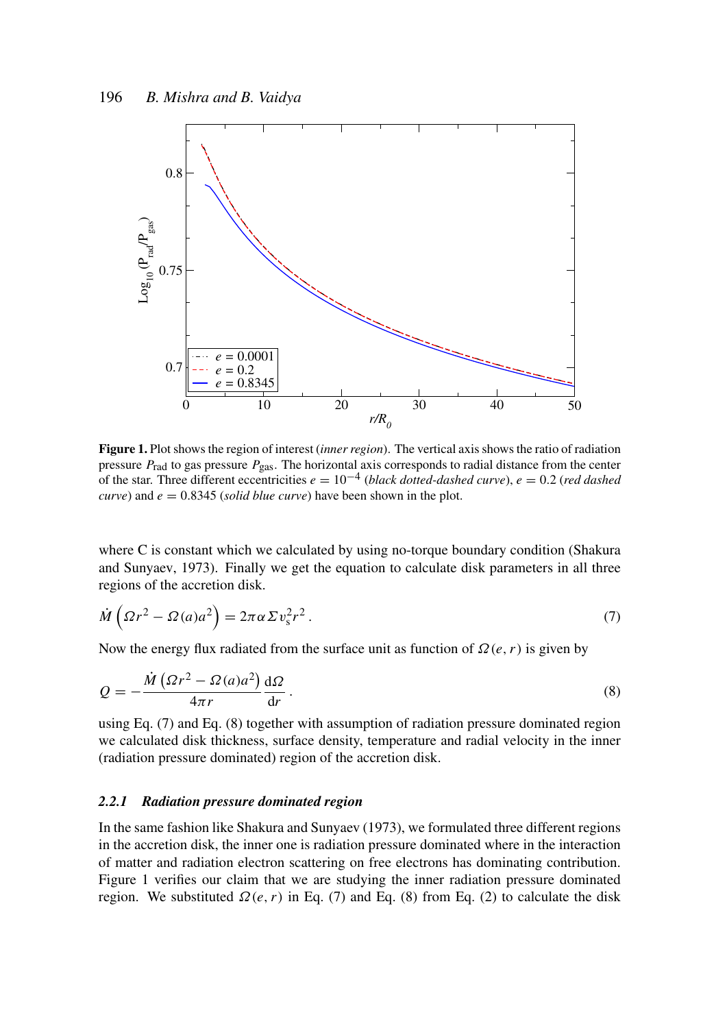**Figure 1.** Plot shows the region of interest (*inner region*). The vertical axis shows the ratio of radiation pressure $P_{\rm rad}$ to gas pressure $P_{\rm gas}$. The horizontal axis corresponds to radial distance from the center of the star. Three different eccentricities $e = 10^{-4}$ (*black dotted-dashed curve*), $e = 0.2$ (*red dashed curve*) and $e = 0.8345$ (*solid blue curve*) have been shown in the plot.

where C is constant which we calculated by using no-torque boundary condition (Shakura and Sunyaev, 1973). Finally we get the equation to calculate disk parameters in all three regions of the accretion disk.

$$\dot{M}\left(\Omega r^2 - \Omega(a)a^2\right) = 2\pi\alpha\Sigma v_s^2 r^2\,. \tag{7}$$

Now the energy flux radiated from the surface unit as function of $\Omega(e, r)$ is given by

$$Q = -\frac{\dot{M}\left(\Omega r^2 - \Omega(a)a^2\right)}{4\pi r}\frac{\mathrm{d}\Omega}{\mathrm{d}r}\,. \tag{8}$$

using Eq. (7) and Eq. (8) together with assumption of radiation pressure dominated region we calculated disk thickness, surface density, temperature and radial velocity in the inner (radiation pressure dominated) region of the accretion disk.

### 2.2.1 *Radiation pressure dominated region*

In the same fashion like Shakura and Sunyaev (1973), we formulated three different regions in the accretion disk, the inner one is radiation pressure dominated where in the interaction of matter and radiation electron scattering on free electrons has dominating contribution. Figure 1 verifies our claim that we are studying the inner radiation pressure dominated region. We substituted $\Omega(e, r)$ in Eq. (7) and Eq. (8) from Eq. (2) to calculate the disk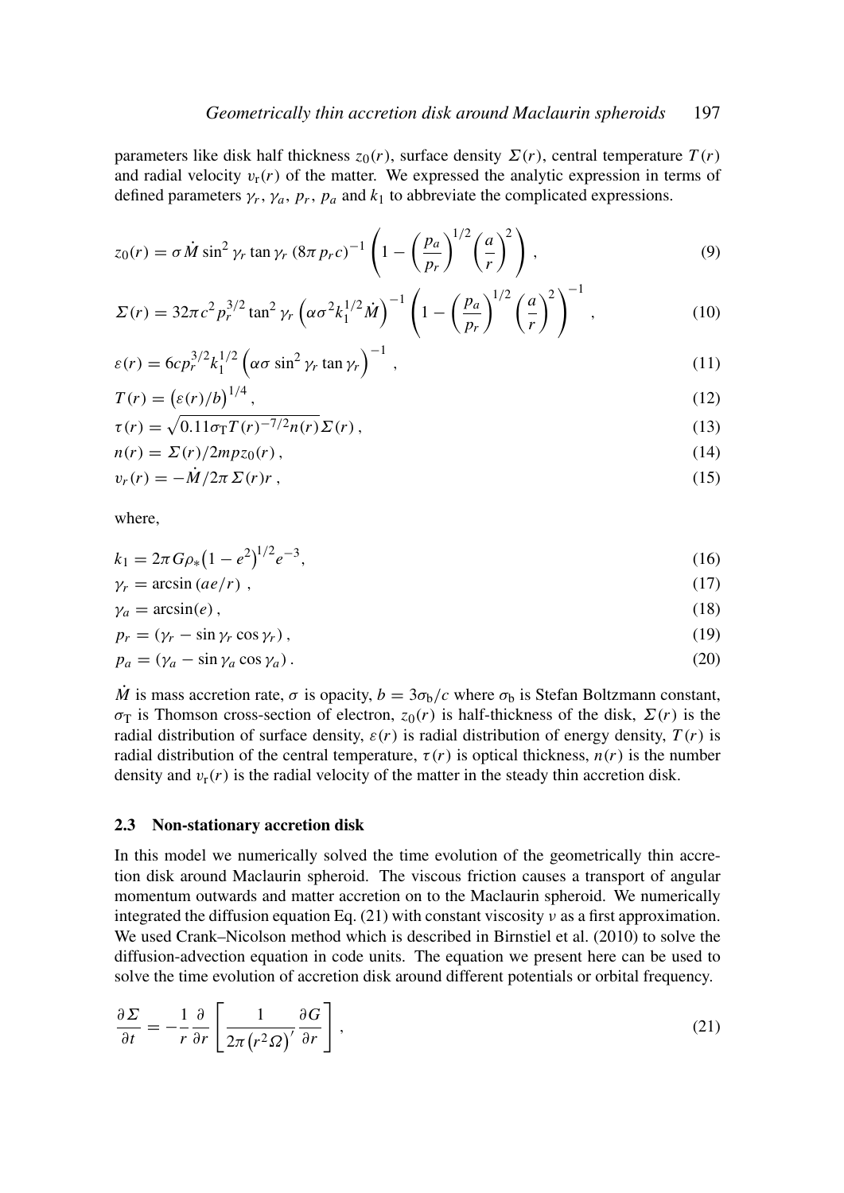parameters like disk half thickness $z_0(r)$, surface density $\Sigma(r)$, central temperature $T(r)$ and radial velocity $v_r(r)$ of the matter. We expressed the analytic expression in terms of defined parameters $\gamma_r$, $\gamma_a$, $p_r$, $p_a$ and $k_1$ to abbreviate the complicated expressions.

$$z_0(r) = \sigma \dot{M} \sin^2 \gamma_r \tan \gamma_r \, (8\pi \, p_r c)^{-1} \left( 1 - \left( \frac{p_a}{p_r} \right)^{1/2} \left( \frac{a}{r} \right)^2 \right) , \tag{9}$$

$$\Sigma(r) = 32\pi c^2 p_r^{3/2} \tan^2 \gamma_r \left( \alpha \sigma^2 k_1^{1/2} \dot{M} \right)^{-1} \left( 1 - \left( \frac{p_a}{p_r} \right)^{1/2} \left( \frac{a}{r} \right)^2 \right)^{-1} , \tag{10}$$

$$\varepsilon(r) = 6cp_r^{3/2} k_1^{1/2} \left( \alpha \sigma \sin^2 \gamma_r \tan \gamma_r \right)^{-1} , \tag{11}$$

$$T(r) = \left( \varepsilon(r)/b \right)^{1/4} , \tag{12}$$

$$\tau(r) = \sqrt{0.11 \sigma_{\mathrm{T}} T(r)^{-7/2} n(r)} \, \Sigma(r) , \tag{13}$$

$$n(r) = \Sigma(r)/2mpz_0(r) , \tag{14}$$

$$v_r(r) = -\dot{M}/2\pi \, \Sigma(r) r , \tag{15}$$

where,

$$k_1 = 2\pi G \rho_* \left( 1 - e^2 \right)^{1/2} e^{-3}, \tag{16}$$

$$\gamma_r = \arcsin\left( ae/r \right) , \tag{17}$$

$$\gamma_a = \arcsin(e) , \tag{18}$$

$$p_r = \left( \gamma_r - \sin \gamma_r \cos \gamma_r \right) , \tag{19}$$

$$p_a = \left( \gamma_a - \sin \gamma_a \cos \gamma_a \right) . \tag{20}$$

$\dot{M}$ is mass accretion rate, $\sigma$ is opacity, $b = 3\sigma_{\mathrm{b}}/c$ where $\sigma_{\mathrm{b}}$ is Stefan Boltzmann constant, $\sigma_{\mathrm{T}}$ is Thomson cross-section of electron, $z_0(r)$ is half-thickness of the disk, $\Sigma(r)$ is the radial distribution of surface density, $\varepsilon(r)$ is radial distribution of energy density, $T(r)$ is radial distribution of the central temperature, $\tau(r)$ is optical thickness, $n(r)$ is the number density and $v_{\mathrm{r}}(r)$ is the radial velocity of the matter in the steady thin accretion disk.

### 2.3 Non-stationary accretion disk

In this model we numerically solved the time evolution of the geometrically thin accretion disk around Maclaurin spheroid. The viscous friction causes a transport of angular momentum outwards and matter accretion on to the Maclaurin spheroid. We numerically integrated the diffusion equation Eq. (21) with constant viscosity $\nu$ as a first approximation. We used Crank–Nicolson method which is described in Birnstiel et al. (2010) to solve the diffusion-advection equation in code units. The equation we present here can be used to solve the time evolution of accretion disk around different potentials or orbital frequency.

$$\frac{\partial \Sigma}{\partial t} = -\frac{1}{r} \frac{\partial}{\partial r} \left[ \frac{1}{2\pi \left( r^2 \Omega \right)'} \frac{\partial G}{\partial r} \right] , \tag{21}$$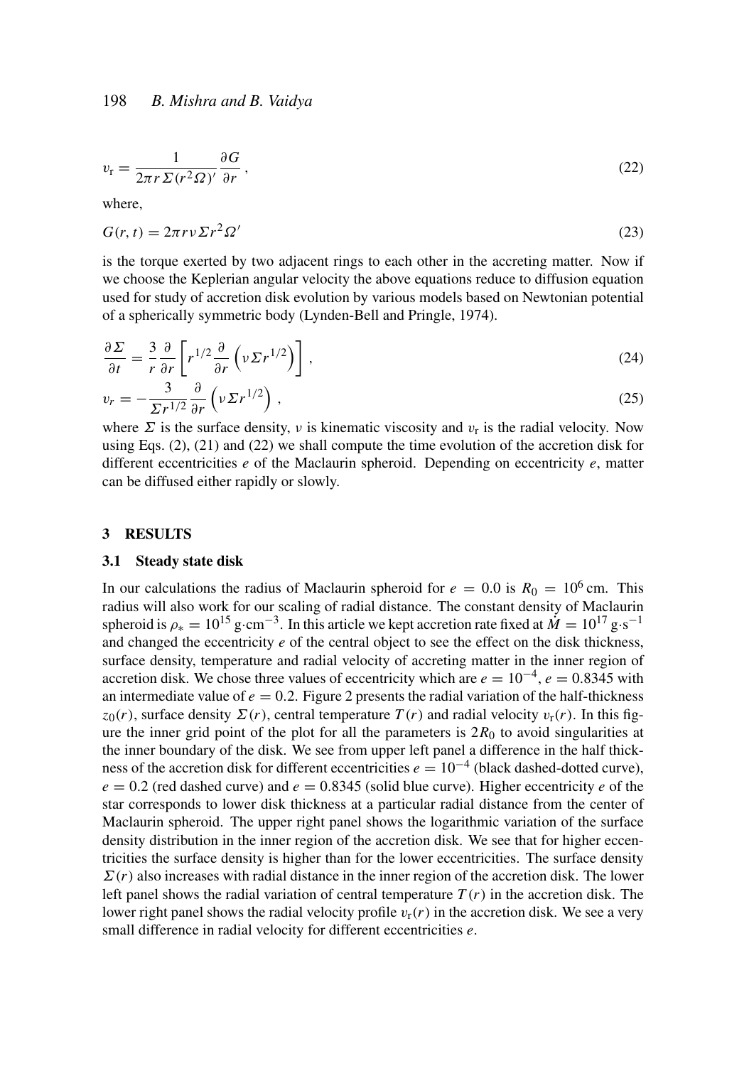$$v_{\mathrm{r}} = \frac{1}{2\pi r \Sigma (r^2 \Omega)'} \frac{\partial G}{\partial r} , \tag{22}$$

where,

$$G(r, t) = 2\pi r \nu \Sigma r^2 \Omega' \tag{23}$$

is the torque exerted by two adjacent rings to each other in the accreting matter. Now if we choose the Keplerian angular velocity the above equations reduce to diffusion equation used for study of accretion disk evolution by various models based on Newtonian potential of a spherically symmetric body (Lynden-Bell and Pringle, 1974).

$$\frac{\partial \Sigma}{\partial t} = \frac{3}{r} \frac{\partial}{\partial r} \left[ r^{1/2} \frac{\partial}{\partial r} \left( \nu \Sigma r^{1/2} \right) \right] , \tag{24}$$

$$v_r = -\frac{3}{\Sigma r^{1/2}} \frac{\partial}{\partial r} \left( \nu \Sigma r^{1/2} \right) , \tag{25}$$

where $\Sigma$ is the surface density, $\nu$ is kinematic viscosity and $v_{\mathrm{r}}$ is the radial velocity. Now using Eqs. (2), (21) and (22) we shall compute the time evolution of the accretion disk for different eccentricities $e$ of the Maclaurin spheroid. Depending on eccentricity $e$, matter can be diffused either rapidly or slowly.

## 3 RESULTS

### 3.1 Steady state disk

In our calculations the radius of Maclaurin spheroid for $e = 0.0$ is $R_0 = 10^6$ cm. This radius will also work for our scaling of radial distance. The constant density of Maclaurin spheroid is $\rho_* = 10^{15}\,\mathrm{g{\cdot}cm^{-3}}$. In this article we kept accretion rate fixed at $\dot{M} = 10^{17}\,\mathrm{g{\cdot}s^{-1}}$ and changed the eccentricity $e$ of the central object to see the effect on the disk thickness, surface density, temperature and radial velocity of accreting matter in the inner region of accretion disk. We chose three values of eccentricity which are $e = 10^{-4}$, $e = 0.8345$ with an intermediate value of $e = 0.2$. Figure 2 presents the radial variation of the half-thickness $z_0(r)$, surface density $\Sigma(r)$, central temperature $T(r)$ and radial velocity $v_{\mathrm{r}}(r)$. In this figure the inner grid point of the plot for all the parameters is $2R_0$ to avoid singularities at the inner boundary of the disk. We see from upper left panel a difference in the half thickness of the accretion disk for different eccentricities $e = 10^{-4}$ (black dashed-dotted curve), $e = 0.2$ (red dashed curve) and $e = 0.8345$ (solid blue curve). Higher eccentricity $e$ of the star corresponds to lower disk thickness at a particular radial distance from the center of Maclaurin spheroid. The upper right panel shows the logarithmic variation of the surface density distribution in the inner region of the accretion disk. We see that for higher eccentricities the surface density is higher than for the lower eccentricities. The surface density $\Sigma(r)$ also increases with radial distance in the inner region of the accretion disk. The lower left panel shows the radial variation of central temperature $T(r)$ in the accretion disk. The lower right panel shows the radial velocity profile $v_{\mathrm{r}}(r)$ in the accretion disk. We see a very small difference in radial velocity for different eccentricities $e$.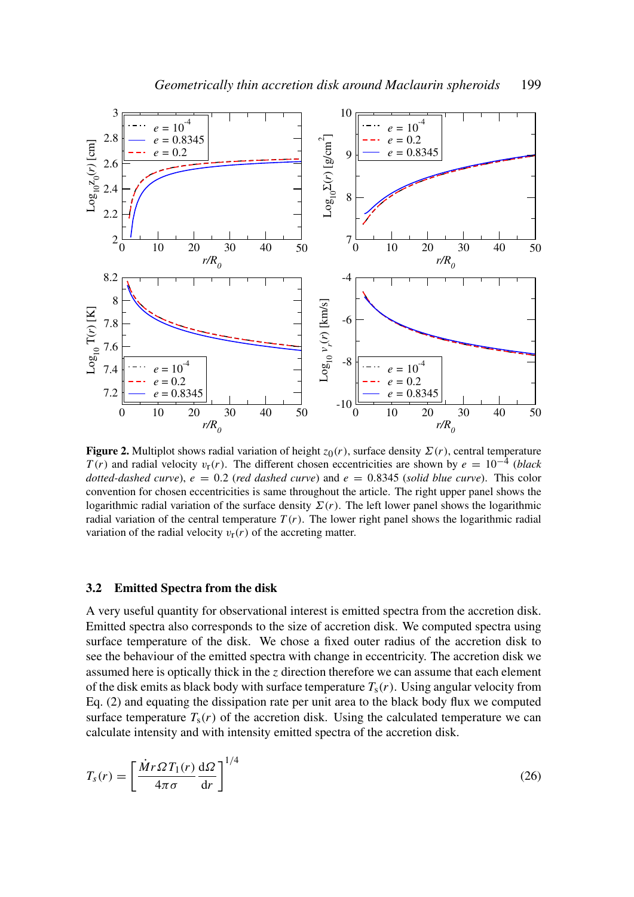**Figure 2.** Multiplot shows radial variation of height $z_0(r)$, surface density $\Sigma(r)$, central temperature $T(r)$ and radial velocity $v_r(r)$. The different chosen eccentricities are shown by $e = 10^{-4}$ (*black dotted-dashed curve*), $e = 0.2$ (*red dashed curve*) and $e = 0.8345$ (*solid blue curve*). This color convention for chosen eccentricities is same throughout the article. The right upper panel shows the logarithmic radial variation of the surface density $\Sigma(r)$. The left lower panel shows the logarithmic radial variation of the central temperature $T(r)$. The lower right panel shows the logarithmic radial variation of the radial velocity $v_r(r)$ of the accreting matter.

### 3.2 Emitted Spectra from the disk

A very useful quantity for observational interest is emitted spectra from the accretion disk. Emitted spectra also corresponds to the size of accretion disk. We computed spectra using surface temperature of the disk. We chose a fixed outer radius of the accretion disk to see the behaviour of the emitted spectra with change in eccentricity. The accretion disk we assumed here is optically thick in the $z$ direction therefore we can assume that each element of the disk emits as black body with surface temperature $T_s(r)$. Using angular velocity from Eq. (2) and equating the dissipation rate per unit area to the black body flux we computed surface temperature $T_s(r)$ of the accretion disk. Using the calculated temperature we can calculate intensity and with intensity emitted spectra of the accretion disk.

$$T_s(r) = \left[ \frac{\dot{M} r \Omega T_1(r)}{4\pi\sigma} \frac{\mathrm{d}\Omega}{\mathrm{d}r} \right]^{1/4} \tag{26}$$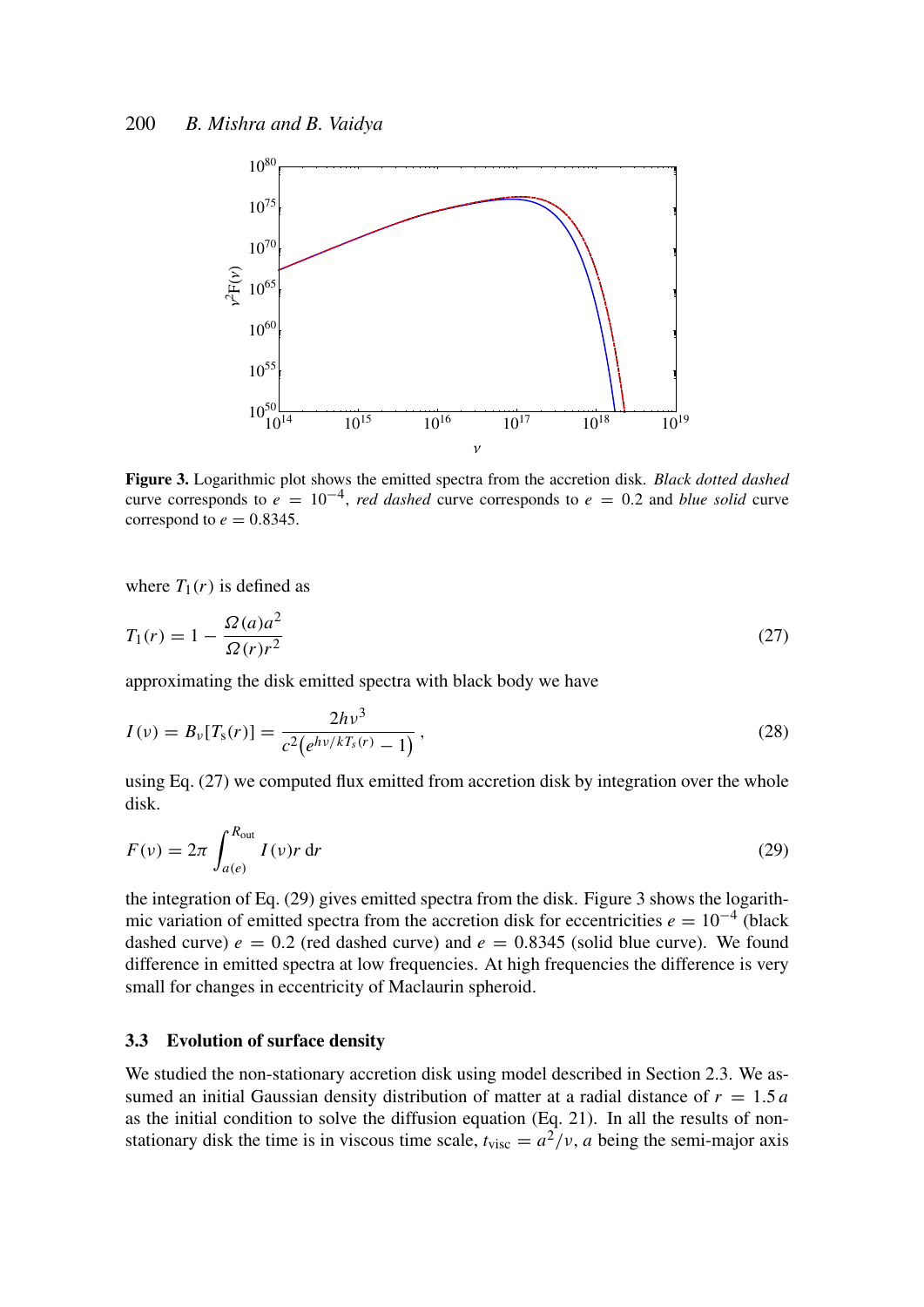**Figure 3.** Logarithmic plot shows the emitted spectra from the accretion disk. *Black dotted dashed* curve corresponds to $e = 10^{-4}$, *red dashed* curve corresponds to $e = 0.2$ and *blue solid* curve correspond to $e = 0.8345$.

where $T_1(r)$ is defined as

$$T_1(r) = 1 - \frac{\Omega(a)a^2}{\Omega(r)r^2} \tag{27}$$

approximating the disk emitted spectra with black body we have

$$I(\nu) = B_\nu[T_s(r)] = \frac{2h\nu^3}{c^2\left(e^{h\nu/kT_s(r)} - 1\right)}, \tag{28}$$

using Eq. (27) we computed flux emitted from accretion disk by integration over the whole disk.

$$F(\nu) = 2\pi \int_{a(e)}^{R_{\rm out}} I(\nu) r \, {\rm d}r \tag{29}$$

the integration of Eq. (29) gives emitted spectra from the disk. Figure 3 shows the logarithmic variation of emitted spectra from the accretion disk for eccentricities $e = 10^{-4}$ (black dashed curve) $e = 0.2$ (red dashed curve) and $e = 0.8345$ (solid blue curve). We found difference in emitted spectra at low frequencies. At high frequencies the difference is very small for changes in eccentricity of Maclaurin spheroid.

### 3.3 Evolution of surface density

We studied the non-stationary accretion disk using model described in Section 2.3. We assumed an initial Gaussian density distribution of matter at a radial distance of $r = 1.5\,a$ as the initial condition to solve the diffusion equation (Eq. 21). In all the results of non-stationary disk the time is in viscous time scale, $t_{\rm visc} = a^2/\nu$, $a$ being the semi-major axis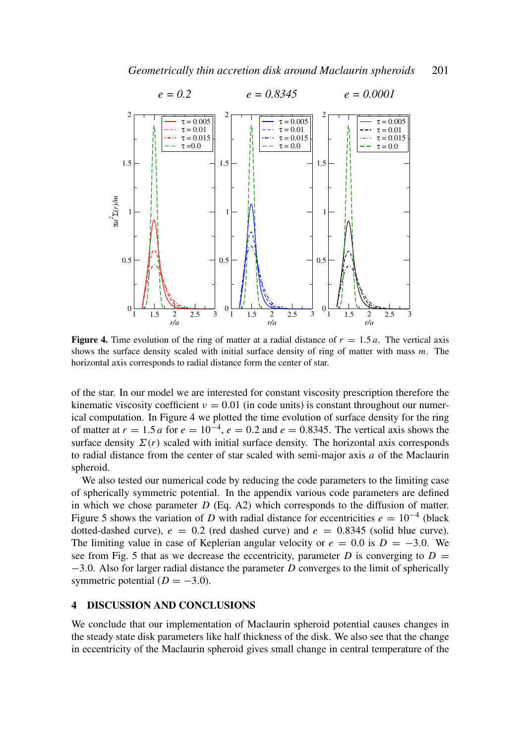**Figure 4.** Time evolution of the ring of matter at a radial distance of $r = 1.5\,a$. The vertical axis shows the surface density scaled with initial surface density of ring of matter with mass $m$. The horizontal axis corresponds to radial distance form the center of star.

of the star. In our model we are interested for constant viscosity prescription therefore the kinematic viscosity coefficient $\nu = 0.01$ (in code units) is constant throughout our numerical computation. In Figure 4 we plotted the time evolution of surface density for the ring of matter at $r = 1.5\,a$ for $e = 10^{-4}$, $e = 0.2$ and $e = 0.8345$. The vertical axis shows the surface density $\Sigma(r)$ scaled with initial surface density. The horizontal axis corresponds to radial distance from the center of star scaled with semi-major axis $a$ of the Maclaurin spheroid.

We also tested our numerical code by reducing the code parameters to the limiting case of spherically symmetric potential. In the appendix various code parameters are defined in which we chose parameter $D$ (Eq. A2) which corresponds to the diffusion of matter. Figure 5 shows the variation of $D$ with radial distance for eccentricities $e = 10^{-4}$ (black dotted-dashed curve), $e = 0.2$ (red dashed curve) and $e = 0.8345$ (solid blue curve). The limiting value in case of Keplerian angular velocity or $e = 0.0$ is $D = -3.0$. We see from Fig. 5 that as we decrease the eccentricity, parameter $D$ is converging to $D = -3.0$. Also for larger radial distance the parameter $D$ converges to the limit of spherically symmetric potential ($D = -3.0$).

## 4 DISCUSSION AND CONCLUSIONS

We conclude that our implementation of Maclaurin spheroid potential causes changes in the steady state disk parameters like half thickness of the disk. We also see that the change in eccentricity of the Maclaurin spheroid gives small change in central temperature of the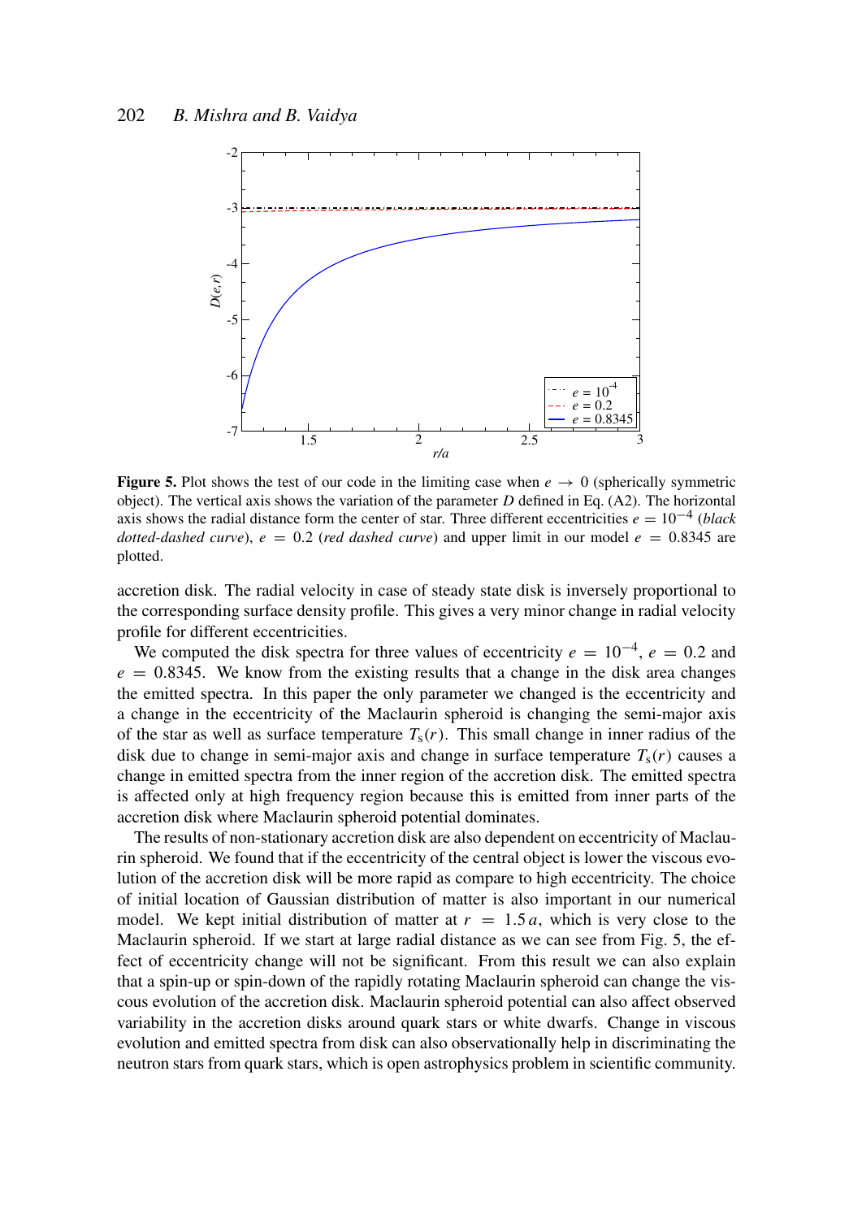**Figure 5.** Plot shows the test of our code in the limiting case when $e \rightarrow 0$ (spherically symmetric object). The vertical axis shows the variation of the parameter $D$ defined in Eq. (A2). The horizontal axis shows the radial distance form the center of star. Three different eccentricities $e = 10^{-4}$ (*black dotted-dashed curve*), $e = 0.2$ (*red dashed curve*) and upper limit in our model $e = 0.8345$ are plotted.

accretion disk. The radial velocity in case of steady state disk is inversely proportional to the corresponding surface density profile. This gives a very minor change in radial velocity profile for different eccentricities.

We computed the disk spectra for three values of eccentricity $e = 10^{-4}$, $e = 0.2$ and $e = 0.8345$. We know from the existing results that a change in the disk area changes the emitted spectra. In this paper the only parameter we changed is the eccentricity and a change in the eccentricity of the Maclaurin spheroid is changing the semi-major axis of the star as well as surface temperature $T_s(r)$. This small change in inner radius of the disk due to change in semi-major axis and change in surface temperature $T_s(r)$ causes a change in emitted spectra from the inner region of the accretion disk. The emitted spectra is affected only at high frequency region because this is emitted from inner parts of the accretion disk where Maclaurin spheroid potential dominates.

The results of non-stationary accretion disk are also dependent on eccentricity of Maclaurin spheroid. We found that if the eccentricity of the central object is lower the viscous evolution of the accretion disk will be more rapid as compare to high eccentricity. The choice of initial location of Gaussian distribution of matter is also important in our numerical model. We kept initial distribution of matter at $r = 1.5\,a$, which is very close to the Maclaurin spheroid. If we start at large radial distance as we can see from Fig. 5, the effect of eccentricity change will not be significant. From this result we can also explain that a spin-up or spin-down of the rapidly rotating Maclaurin spheroid can change the viscous evolution of the accretion disk. Maclaurin spheroid potential can also affect observed variability in the accretion disks around quark stars or white dwarfs. Change in viscous evolution and emitted spectra from disk can also observationally help in discriminating the neutron stars from quark stars, which is open astrophysics problem in scientific community.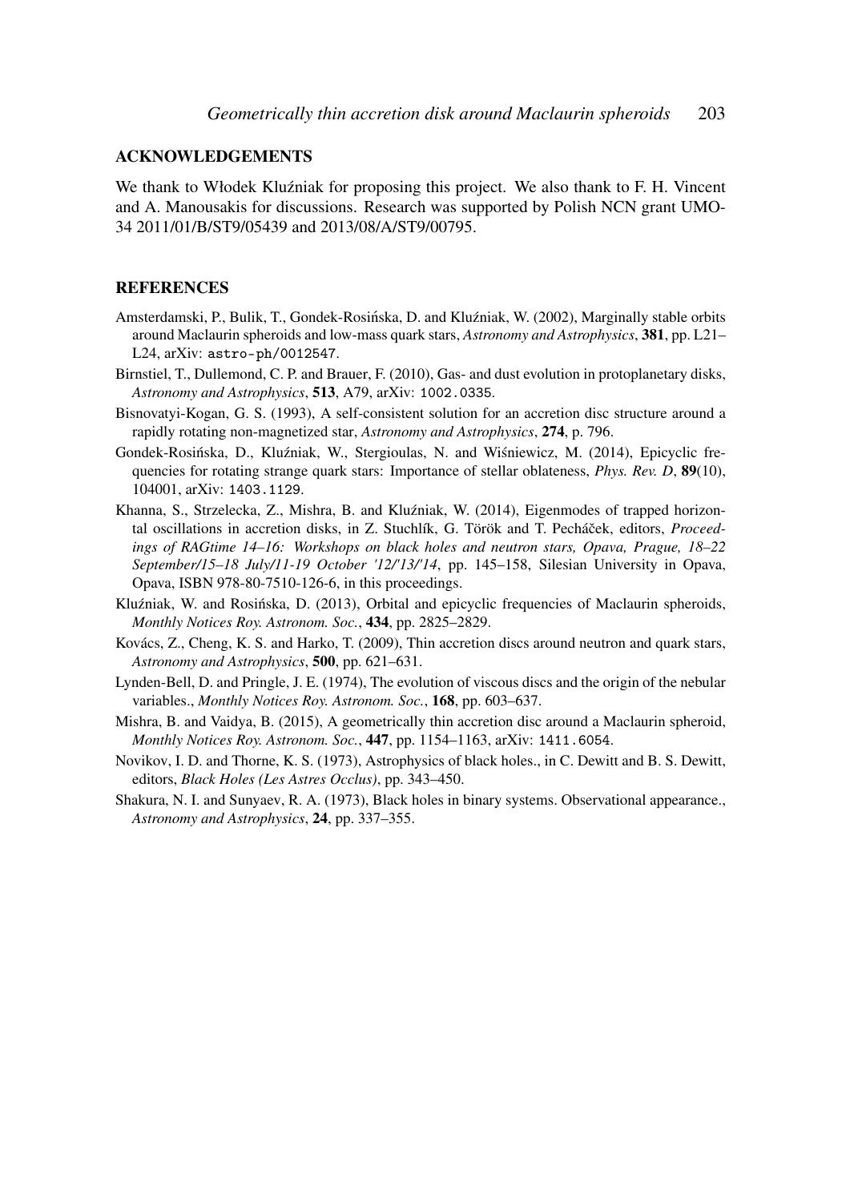## ACKNOWLEDGEMENTS

We thank to Włodek Kluźniak for proposing this project. We also thank to F. H. Vincent and A. Manousakis for discussions. Research was supported by Polish NCN grant UMO-34 2011/01/B/ST9/05439 and 2013/08/A/ST9/00795.

## REFERENCES

Amsterdamski, P., Bulik, T., Gondek-Rosińska, D. and Kluźniak, W. (2002), Marginally stable orbits around Maclaurin spheroids and low-mass quark stars, *Astronomy and Astrophysics*, **381**, pp. L21–L24, arXiv: `astro-ph/0012547`.

Birnstiel, T., Dullemond, C. P. and Brauer, F. (2010), Gas- and dust evolution in protoplanetary disks, *Astronomy and Astrophysics*, **513**, A79, arXiv: `1002.0335`.

Bisnovatyi-Kogan, G. S. (1993), A self-consistent solution for an accretion disc structure around a rapidly rotating non-magnetized star, *Astronomy and Astrophysics*, **274**, p. 796.

Gondek-Rosińska, D., Kluźniak, W., Stergioulas, N. and Wiśniewicz, M. (2014), Epicyclic frequencies for rotating strange quark stars: Importance of stellar oblateness, *Phys. Rev. D*, **89**(10), 104001, arXiv: `1403.1129`.

Khanna, S., Strzelecka, Z., Mishra, B. and Kluźniak, W. (2014), Eigenmodes of trapped horizontal oscillations in accretion disks, in Z. Stuchlík, G. Török and T. Pecháček, editors, *Proceedings of RAGtime 14–16: Workshops on black holes and neutron stars, Opava, Prague, 18–22 September/15–18 July/11-19 October '12/'13/'14*, pp. 145–158, Silesian University in Opava, Opava, ISBN 978-80-7510-126-6, in this proceedings.

Kluźniak, W. and Rosińska, D. (2013), Orbital and epicyclic frequencies of Maclaurin spheroids, *Monthly Notices Roy. Astronom. Soc.*, **434**, pp. 2825–2829.

Kovács, Z., Cheng, K. S. and Harko, T. (2009), Thin accretion discs around neutron and quark stars, *Astronomy and Astrophysics*, **500**, pp. 621–631.

Lynden-Bell, D. and Pringle, J. E. (1974), The evolution of viscous discs and the origin of the nebular variables., *Monthly Notices Roy. Astronom. Soc.*, **168**, pp. 603–637.

Mishra, B. and Vaidya, B. (2015), A geometrically thin accretion disc around a Maclaurin spheroid, *Monthly Notices Roy. Astronom. Soc.*, **447**, pp. 1154–1163, arXiv: `1411.6054`.

Novikov, I. D. and Thorne, K. S. (1973), Astrophysics of black holes., in C. Dewitt and B. S. Dewitt, editors, *Black Holes (Les Astres Occlus)*, pp. 343–450.

Shakura, N. I. and Sunyaev, R. A. (1973), Black holes in binary systems. Observational appearance., *Astronomy and Astrophysics*, **24**, pp. 337–355.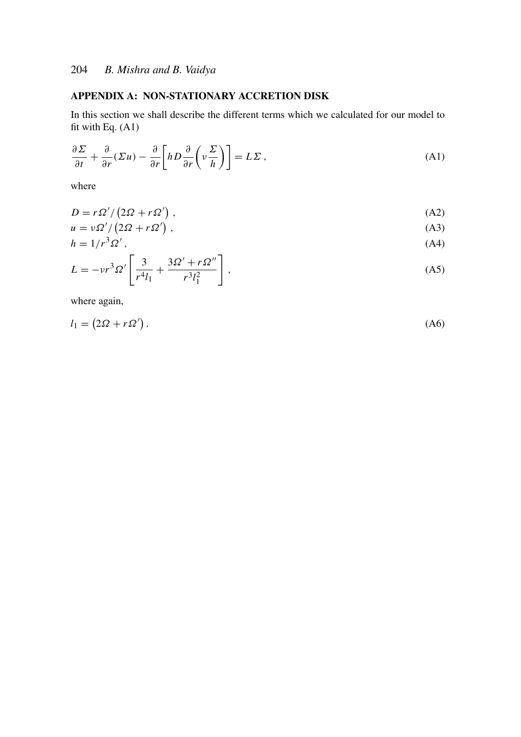## APPENDIX A: NON-STATIONARY ACCRETION DISK

In this section we shall describe the different terms which we calculated for our model to fit with Eq. (A1)

$$\frac{\partial \Sigma}{\partial t} + \frac{\partial}{\partial r}(\Sigma u) - \frac{\partial}{\partial r}\left[hD\frac{\partial}{\partial r}\left(\nu\frac{\Sigma}{h}\right)\right] = L\Sigma\,, \tag{A1}$$

where

$$D = r\Omega'/\left(2\Omega + r\Omega'\right)\,, \tag{A2}$$

$$u = \nu\Omega'/\left(2\Omega + r\Omega'\right)\,, \tag{A3}$$

$$h = 1/r^3\Omega'\,, \tag{A4}$$

$$L = -\nu r^3\Omega'\left[\frac{3}{r^4 l_1} + \frac{3\Omega' + r\Omega''}{r^3 l_1^2}\right]\,, \tag{A5}$$

where again,

$$l_1 = \left(2\Omega + r\Omega'\right). \tag{A6}$$